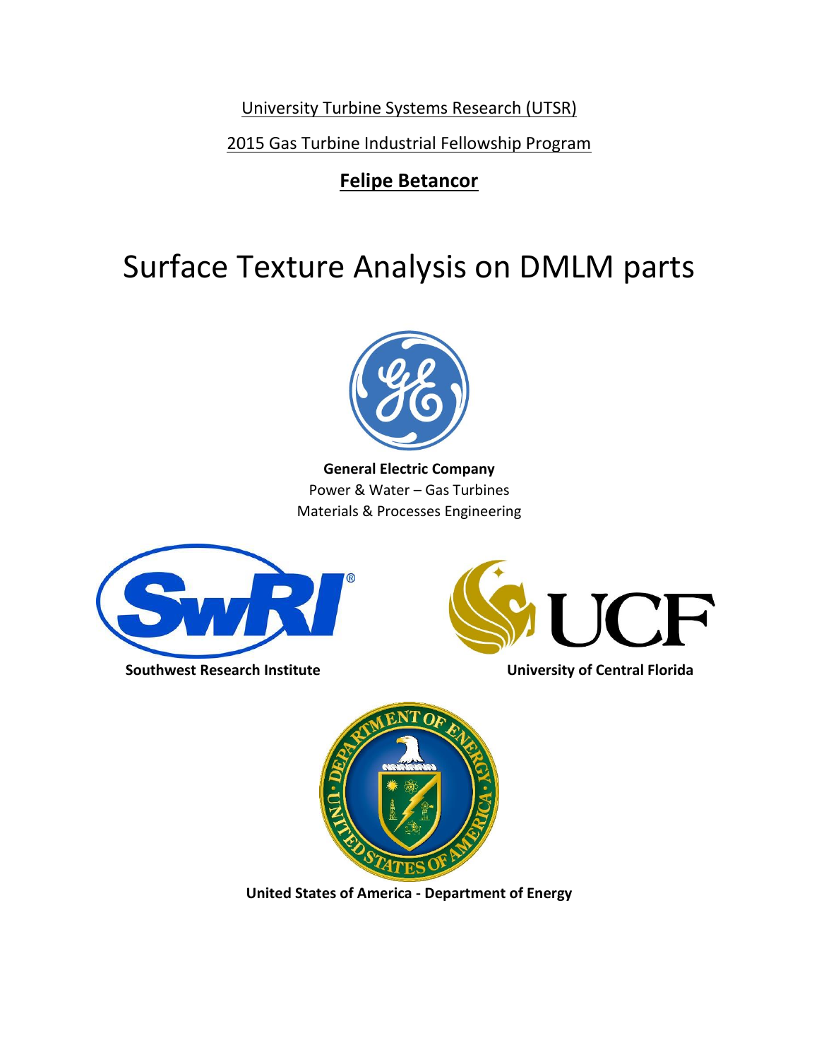University Turbine Systems Research (UTSR)

2015 Gas Turbine Industrial Fellowship Program

**Felipe Betancor**

# Surface Texture Analysis on DMLM parts

**General Electric Company**
Power & Water – Gas Turbines
Materials & Processes Engineering

**Southwest Research Institute**

**University of Central Florida**

**United States of America - Department of Energy**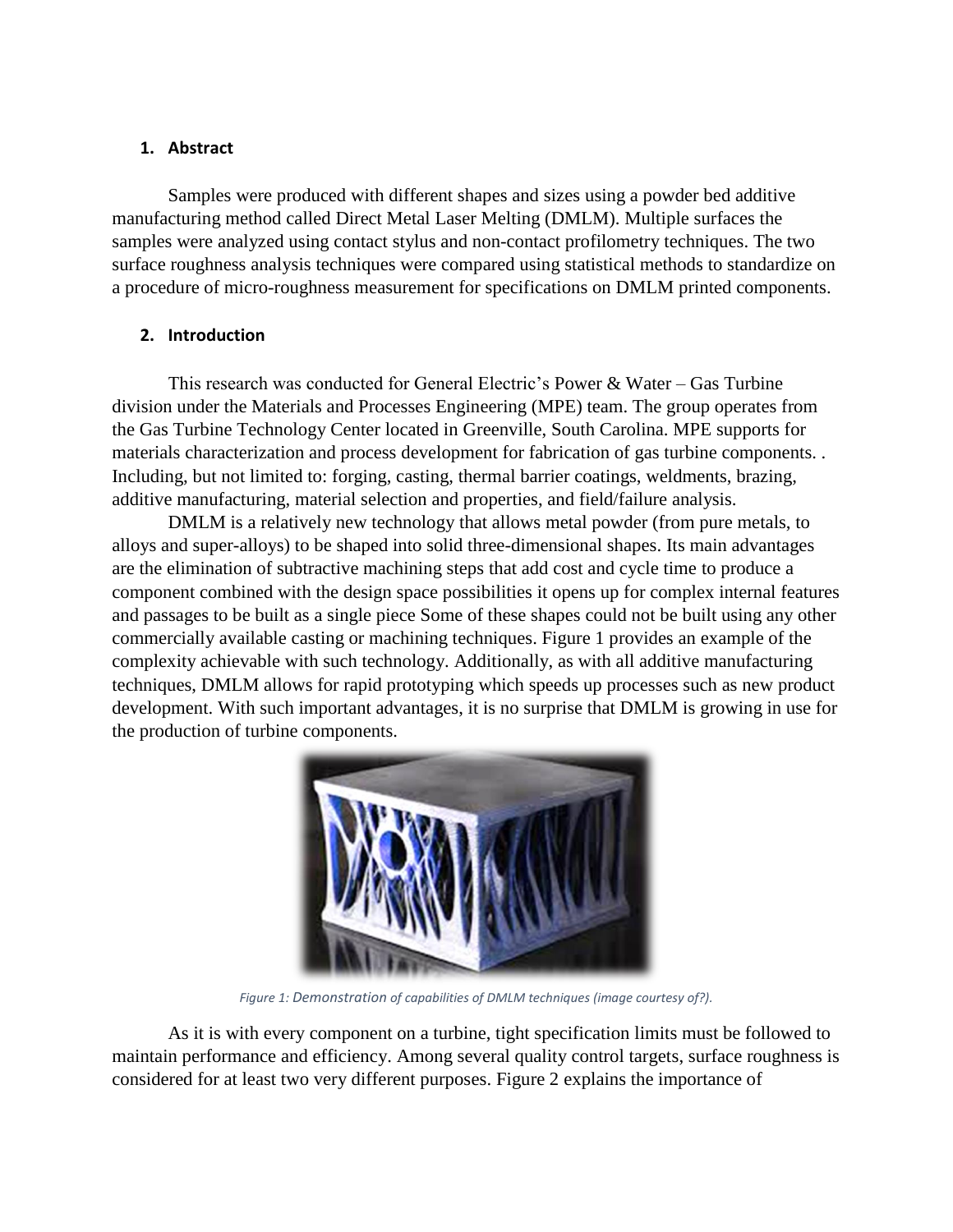## 1. Abstract

Samples were produced with different shapes and sizes using a powder bed additive manufacturing method called Direct Metal Laser Melting (DMLM). Multiple surfaces the samples were analyzed using contact stylus and non-contact profilometry techniques. The two surface roughness analysis techniques were compared using statistical methods to standardize on a procedure of micro-roughness measurement for specifications on DMLM printed components.

## 2. Introduction

This research was conducted for General Electric's Power & Water – Gas Turbine division under the Materials and Processes Engineering (MPE) team. The group operates from the Gas Turbine Technology Center located in Greenville, South Carolina. MPE supports for materials characterization and process development for fabrication of gas turbine components. . Including, but not limited to: forging, casting, thermal barrier coatings, weldments, brazing, additive manufacturing, material selection and properties, and field/failure analysis.

DMLM is a relatively new technology that allows metal powder (from pure metals, to alloys and super-alloys) to be shaped into solid three-dimensional shapes. Its main advantages are the elimination of subtractive machining steps that add cost and cycle time to produce a component combined with the design space possibilities it opens up for complex internal features and passages to be built as a single piece Some of these shapes could not be built using any other commercially available casting or machining techniques. Figure 1 provides an example of the complexity achievable with such technology. Additionally, as with all additive manufacturing techniques, DMLM allows for rapid prototyping which speeds up processes such as new product development. With such important advantages, it is no surprise that DMLM is growing in use for the production of turbine components.

*Figure 1: Demonstration of capabilities of DMLM techniques (image courtesy of?).*

As it is with every component on a turbine, tight specification limits must be followed to maintain performance and efficiency. Among several quality control targets, surface roughness is considered for at least two very different purposes. Figure 2 explains the importance of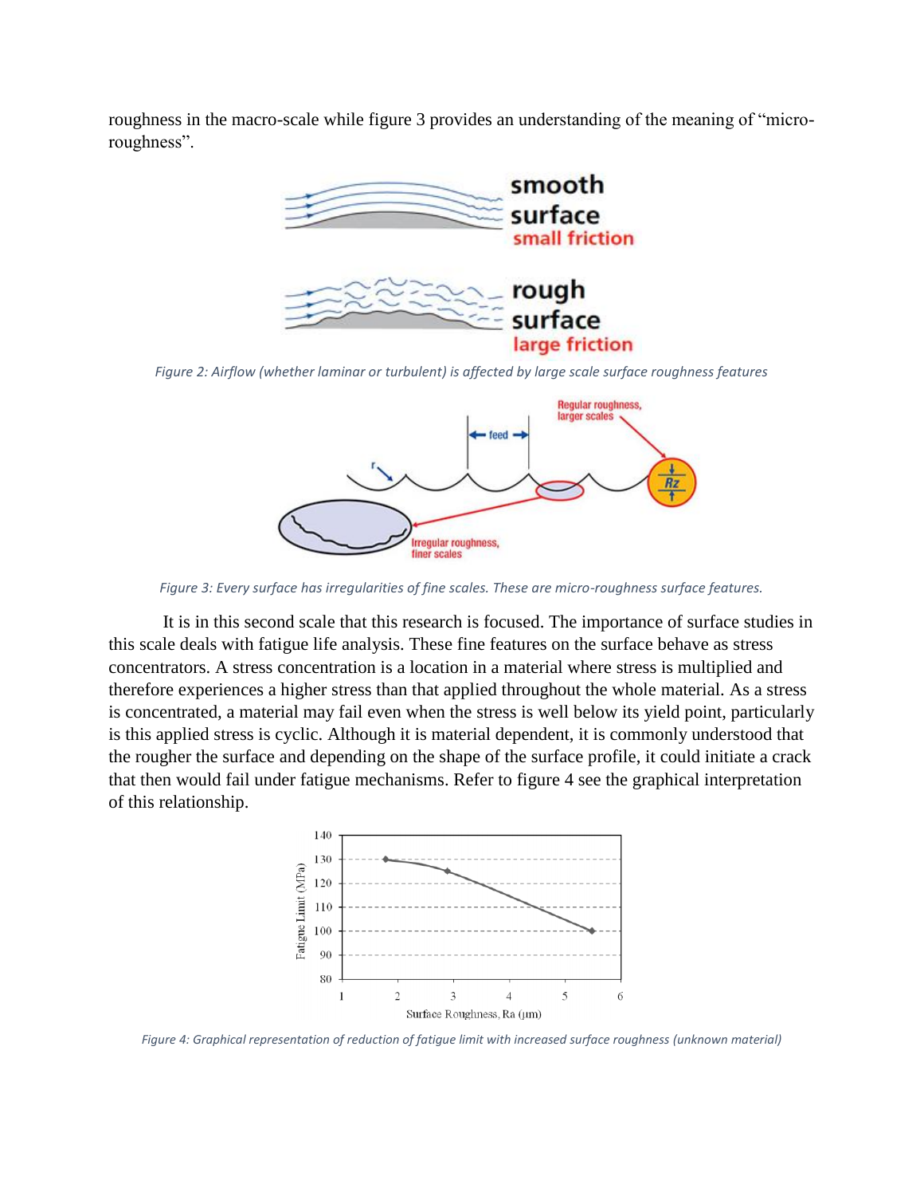roughness in the macro-scale while figure 3 provides an understanding of the meaning of "micro-roughness".

*Figure 2: Airflow (whether laminar or turbulent) is affected by large scale surface roughness features*

*Figure 3: Every surface has irregularities of fine scales. These are micro-roughness surface features.*

It is in this second scale that this research is focused. The importance of surface studies in this scale deals with fatigue life analysis. These fine features on the surface behave as stress concentrators. A stress concentration is a location in a material where stress is multiplied and therefore experiences a higher stress than that applied throughout the whole material. As a stress is concentrated, a material may fail even when the stress is well below its yield point, particularly is this applied stress is cyclic. Although it is material dependent, it is commonly understood that the rougher the surface and depending on the shape of the surface profile, it could initiate a crack that then would fail under fatigue mechanisms. Refer to figure 4 see the graphical interpretation of this relationship.

*Figure 4: Graphical representation of reduction of fatigue limit with increased surface roughness (unknown material)*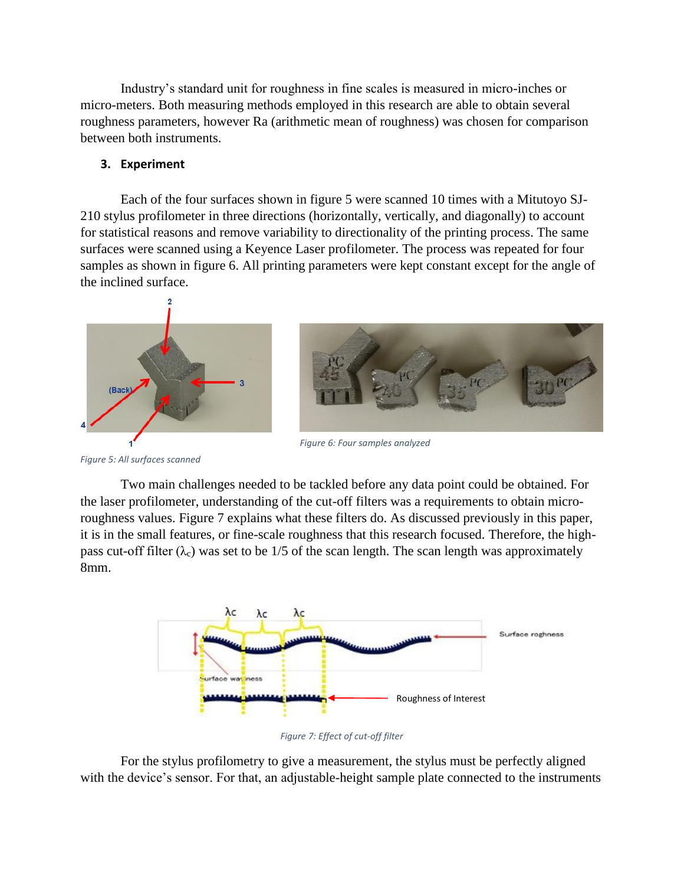Industry's standard unit for roughness in fine scales is measured in micro-inches or micro-meters. Both measuring methods employed in this research are able to obtain several roughness parameters, however Ra (arithmetic mean of roughness) was chosen for comparison between both instruments.

## 3. Experiment

Each of the four surfaces shown in figure 5 were scanned 10 times with a Mitutoyo SJ-210 stylus profilometer in three directions (horizontally, vertically, and diagonally) to account for statistical reasons and remove variability to directionality of the printing process. The same surfaces were scanned using a Keyence Laser profilometer. The process was repeated for four samples as shown in figure 6. All printing parameters were kept constant except for the angle of the inclined surface.

*Figure 5: All surfaces scanned*

*Figure 6: Four samples analyzed*

Two main challenges needed to be tackled before any data point could be obtained. For the laser profilometer, understanding of the cut-off filters was a requirements to obtain micro-roughness values. Figure 7 explains what these filters do. As discussed previously in this paper, it is in the small features, or fine-scale roughness that this research focused. Therefore, the high-pass cut-off filter ($\lambda_c$) was set to be 1/5 of the scan length. The scan length was approximately 8mm.

*Figure 7: Effect of cut-off filter*

For the stylus profilometry to give a measurement, the stylus must be perfectly aligned with the device's sensor. For that, an adjustable-height sample plate connected to the instruments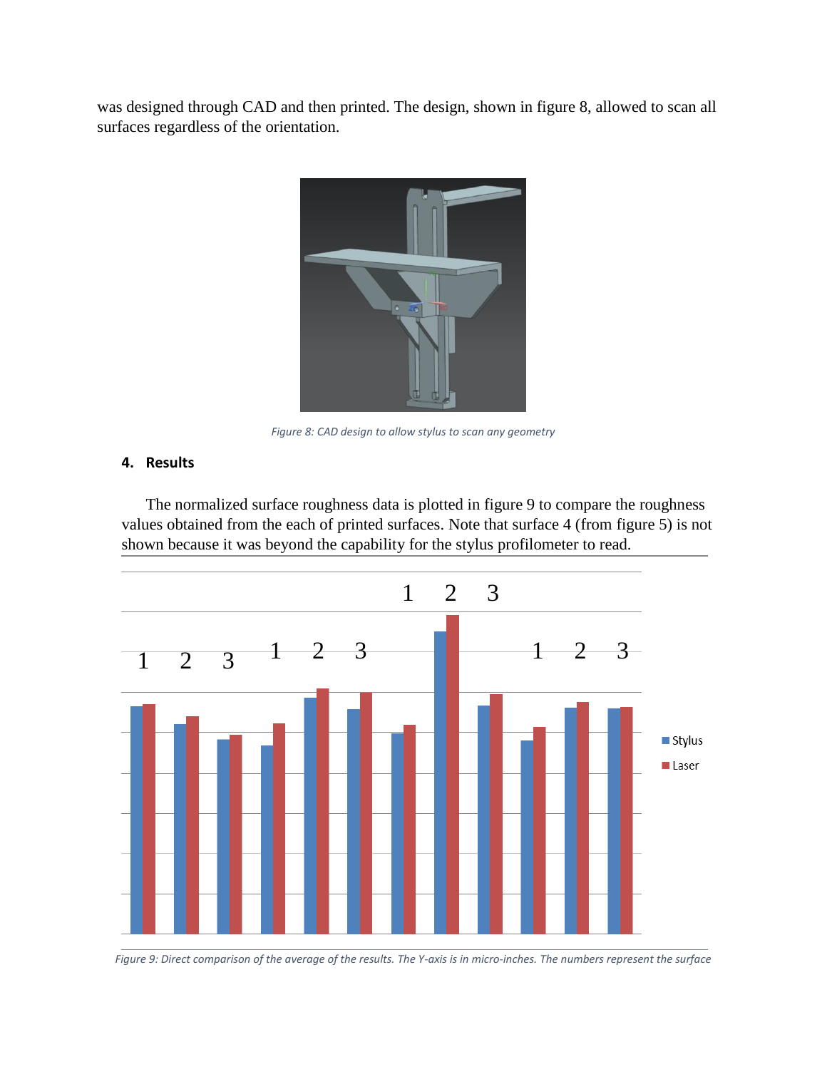was designed through CAD and then printed. The design, shown in figure 8, allowed to scan all surfaces regardless of the orientation.

*Figure 8: CAD design to allow stylus to scan any geometry*

## 4. Results

The normalized surface roughness data is plotted in figure 9 to compare the roughness values obtained from the each of printed surfaces. Note that surface 4 (from figure 5) is not shown because it was beyond the capability for the stylus profilometer to read.

*Figure 9: Direct comparison of the average of the results. The Y-axis is in micro-inches. The numbers represent the surface*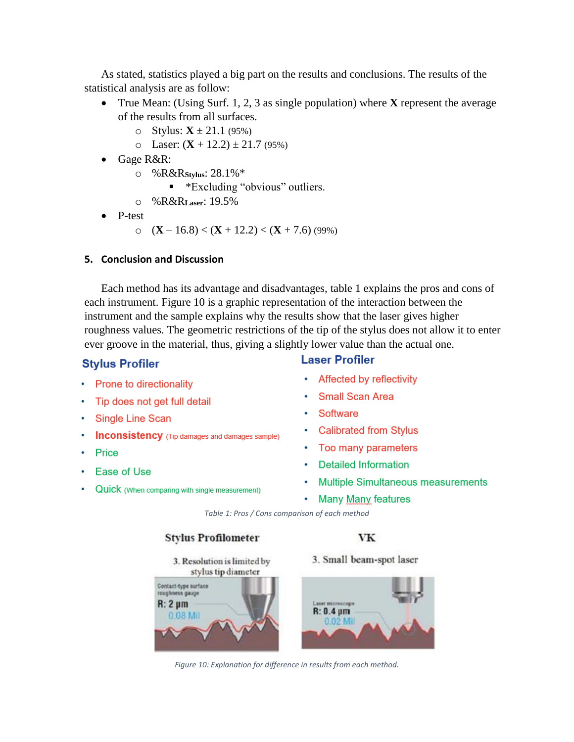As stated, statistics played a big part on the results and conclusions. The results of the statistical analysis are as follow:

- True Mean: (Using Surf. 1, 2, 3 as single population) where **X** represent the average of the results from all surfaces.
  - Stylus: **X** ± 21.1 (95%)
  - Laser: (**X** + 12.2) ± 21.7 (95%)
- Gage R&R:
  - $\%R\&R_{Stylus}$: 28.1%*
    - *Excluding "obvious" outliers.
  - $\%R\&R_{Laser}$: 19.5%
- P-test
  - (**X** – 16.8) < (**X** + 12.2) < (**X** + 7.6) (99%)

## 5. Conclusion and Discussion

Each method has its advantage and disadvantages, table 1 explains the pros and cons of each instrument. Figure 10 is a graphic representation of the interaction between the instrument and the sample explains why the results show that the laser gives higher roughness values. The geometric restrictions of the tip of the stylus does not allow it to enter ever groove in the material, thus, giving a slightly lower value than the actual one.

| Stylus Profiler | Laser Profiler |
|---|---|
| Prone to directionality | Affected by reflectivity |
| Tip does not get full detail | Small Scan Area |
| Single Line Scan | Software |
| **Inconsistency** (Tip damages and damages sample) | Calibrated from Stylus |
| Price | Too many parameters |
| Ease of Use | Detailed Information |
| Quick (When comparing with single measurement) | Multiple Simultaneous measurements |
| | Many Many features |

*Table 1: Pros / Cons comparison of each method*

*Figure 10: Explanation for difference in results from each method.*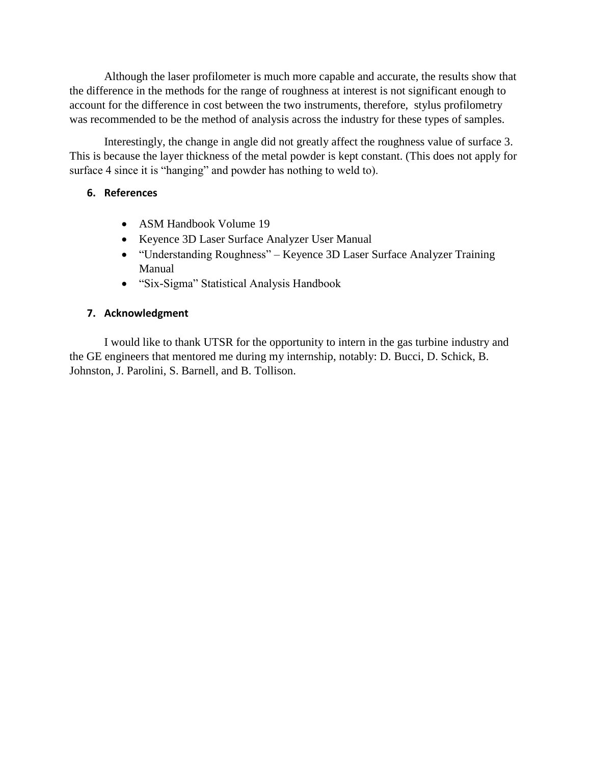Although the laser profilometer is much more capable and accurate, the results show that the difference in the methods for the range of roughness at interest is not significant enough to account for the difference in cost between the two instruments, therefore, stylus profilometry was recommended to be the method of analysis across the industry for these types of samples.

Interestingly, the change in angle did not greatly affect the roughness value of surface 3. This is because the layer thickness of the metal powder is kept constant. (This does not apply for surface 4 since it is "hanging" and powder has nothing to weld to).

## 6. References

- ASM Handbook Volume 19
- Keyence 3D Laser Surface Analyzer User Manual
- "Understanding Roughness" – Keyence 3D Laser Surface Analyzer Training Manual
- "Six-Sigma" Statistical Analysis Handbook

## 7. Acknowledgment

I would like to thank UTSR for the opportunity to intern in the gas turbine industry and the GE engineers that mentored me during my internship, notably: D. Bucci, D. Schick, B. Johnston, J. Parolini, S. Barnell, and B. Tollison.